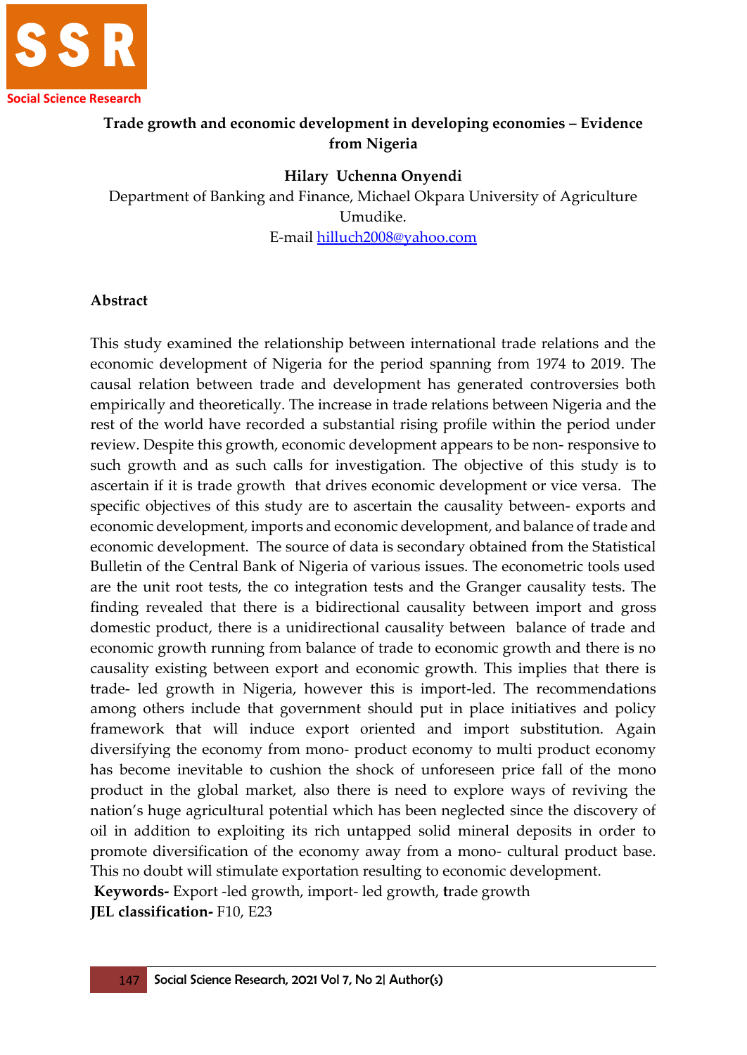# Trade growth and economic development in developing economies – Evidence from Nigeria

**Hilary Uchenna Onyendi**

Department of Banking and Finance, Michael Okpara University of Agriculture Umudike.

E-mail hilluch2008@yahoo.com

## Abstract

This study examined the relationship between international trade relations and the economic development of Nigeria for the period spanning from 1974 to 2019. The causal relation between trade and development has generated controversies both empirically and theoretically. The increase in trade relations between Nigeria and the rest of the world have recorded a substantial rising profile within the period under review. Despite this growth, economic development appears to be non- responsive to such growth and as such calls for investigation. The objective of this study is to ascertain if it is trade growth that drives economic development or vice versa. The specific objectives of this study are to ascertain the causality between- exports and economic development, imports and economic development, and balance of trade and economic development. The source of data is secondary obtained from the Statistical Bulletin of the Central Bank of Nigeria of various issues. The econometric tools used are the unit root tests, the co integration tests and the Granger causality tests. The finding revealed that there is a bidirectional causality between import and gross domestic product, there is a unidirectional causality between balance of trade and economic growth running from balance of trade to economic growth and there is no causality existing between export and economic growth. This implies that there is trade- led growth in Nigeria, however this is import-led. The recommendations among others include that government should put in place initiatives and policy framework that will induce export oriented and import substitution. Again diversifying the economy from mono- product economy to multi product economy has become inevitable to cushion the shock of unforeseen price fall of the mono product in the global market, also there is need to explore ways of reviving the nation's huge agricultural potential which has been neglected since the discovery of oil in addition to exploiting its rich untapped solid mineral deposits in order to promote diversification of the economy away from a mono- cultural product base. This no doubt will stimulate exportation resulting to economic development.

**Keywords-** Export -led growth, import- led growth, trade growth

**JEL classification-** F10, E23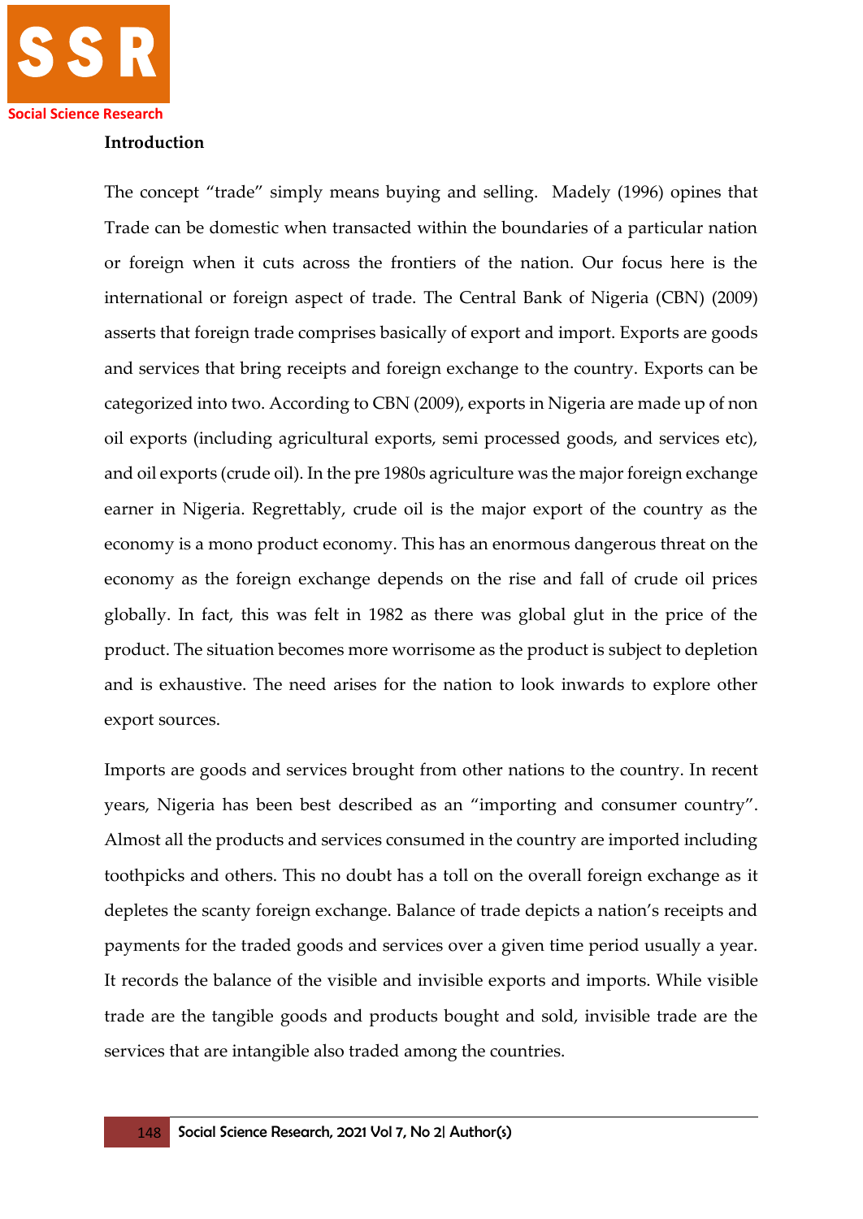## Introduction

The concept "trade" simply means buying and selling. Madely (1996) opines that Trade can be domestic when transacted within the boundaries of a particular nation or foreign when it cuts across the frontiers of the nation. Our focus here is the international or foreign aspect of trade. The Central Bank of Nigeria (CBN) (2009) asserts that foreign trade comprises basically of export and import. Exports are goods and services that bring receipts and foreign exchange to the country. Exports can be categorized into two. According to CBN (2009), exports in Nigeria are made up of non oil exports (including agricultural exports, semi processed goods, and services etc), and oil exports (crude oil). In the pre 1980s agriculture was the major foreign exchange earner in Nigeria. Regrettably, crude oil is the major export of the country as the economy is a mono product economy. This has an enormous dangerous threat on the economy as the foreign exchange depends on the rise and fall of crude oil prices globally. In fact, this was felt in 1982 as there was global glut in the price of the product. The situation becomes more worrisome as the product is subject to depletion and is exhaustive. The need arises for the nation to look inwards to explore other export sources.

Imports are goods and services brought from other nations to the country. In recent years, Nigeria has been best described as an "importing and consumer country". Almost all the products and services consumed in the country are imported including toothpicks and others. This no doubt has a toll on the overall foreign exchange as it depletes the scanty foreign exchange. Balance of trade depicts a nation's receipts and payments for the traded goods and services over a given time period usually a year. It records the balance of the visible and invisible exports and imports. While visible trade are the tangible goods and products bought and sold, invisible trade are the services that are intangible also traded among the countries.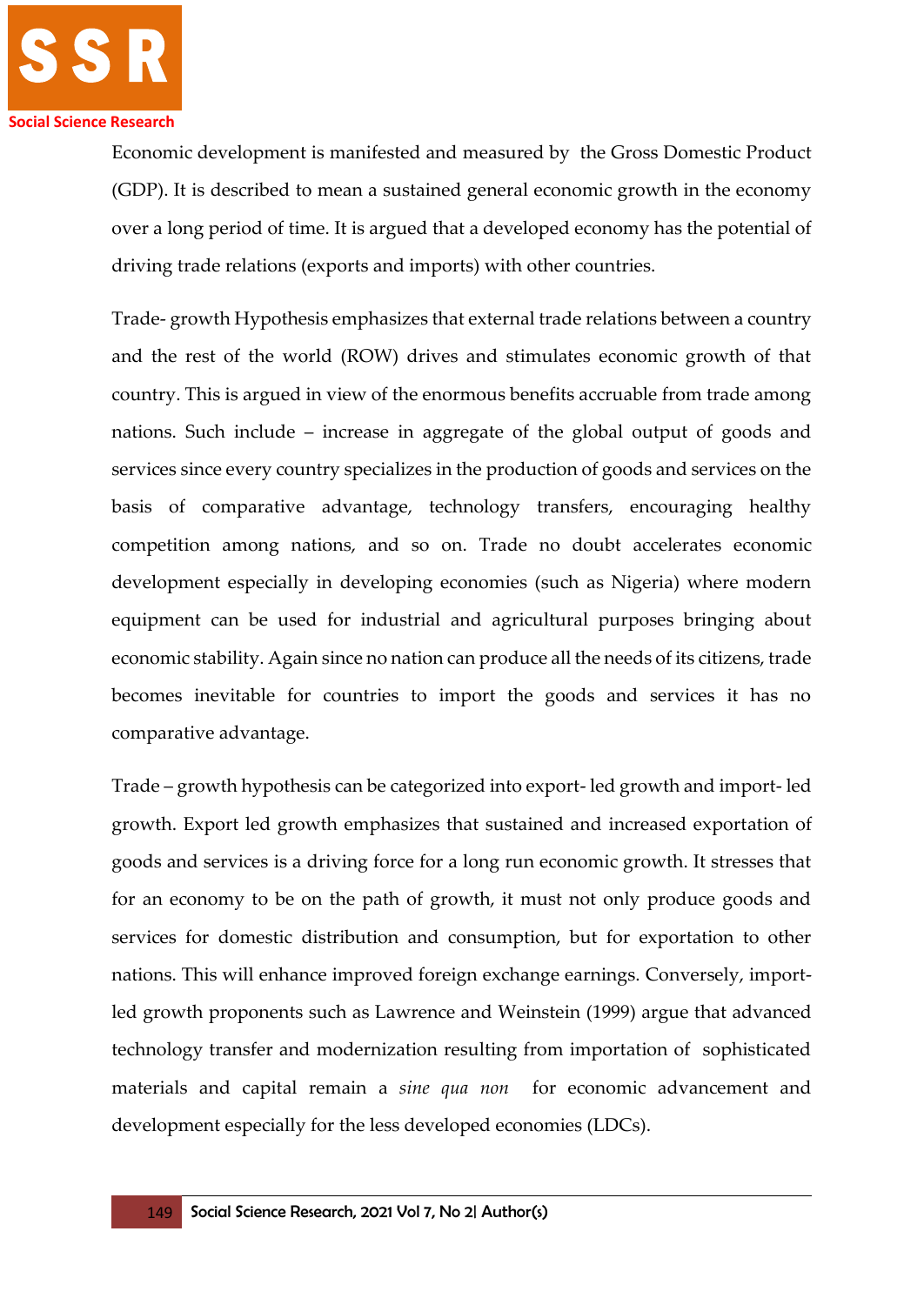Economic development is manifested and measured by the Gross Domestic Product (GDP). It is described to mean a sustained general economic growth in the economy over a long period of time. It is argued that a developed economy has the potential of driving trade relations (exports and imports) with other countries.

Trade- growth Hypothesis emphasizes that external trade relations between a country and the rest of the world (ROW) drives and stimulates economic growth of that country. This is argued in view of the enormous benefits accruable from trade among nations. Such include – increase in aggregate of the global output of goods and services since every country specializes in the production of goods and services on the basis of comparative advantage, technology transfers, encouraging healthy competition among nations, and so on. Trade no doubt accelerates economic development especially in developing economies (such as Nigeria) where modern equipment can be used for industrial and agricultural purposes bringing about economic stability. Again since no nation can produce all the needs of its citizens, trade becomes inevitable for countries to import the goods and services it has no comparative advantage.

Trade – growth hypothesis can be categorized into export- led growth and import- led growth. Export led growth emphasizes that sustained and increased exportation of goods and services is a driving force for a long run economic growth. It stresses that for an economy to be on the path of growth, it must not only produce goods and services for domestic distribution and consumption, but for exportation to other nations. This will enhance improved foreign exchange earnings. Conversely, import-led growth proponents such as Lawrence and Weinstein (1999) argue that advanced technology transfer and modernization resulting from importation of sophisticated materials and capital remain a *sine qua non* for economic advancement and development especially for the less developed economies (LDCs).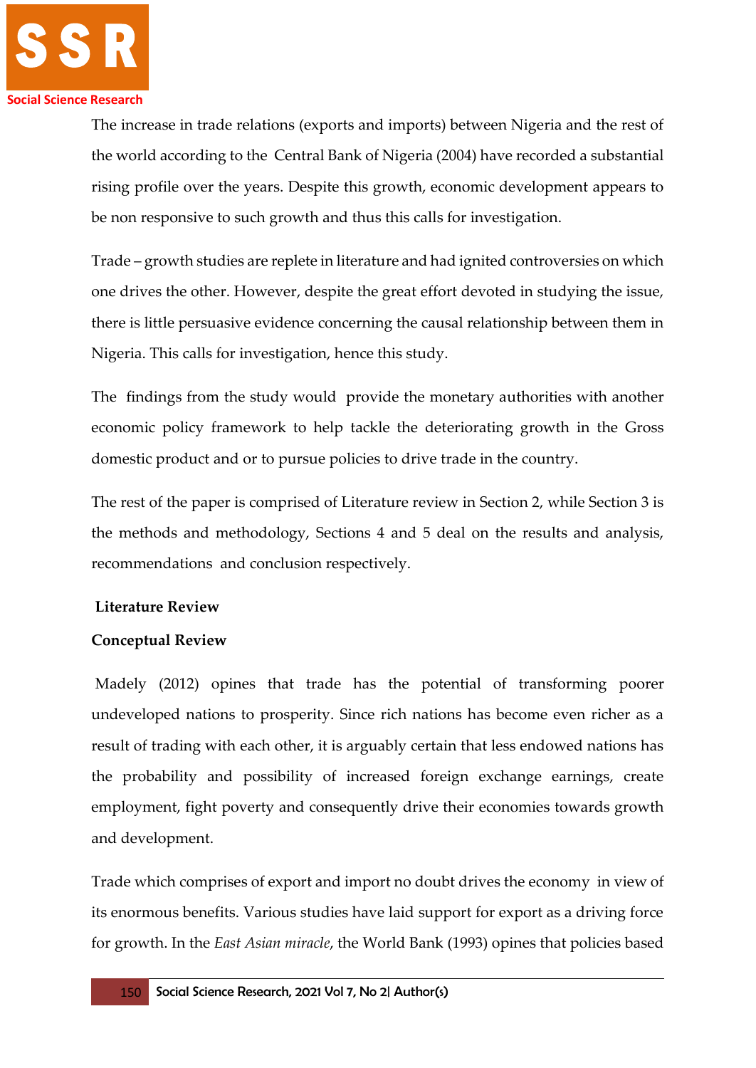The increase in trade relations (exports and imports) between Nigeria and the rest of the world according to the Central Bank of Nigeria (2004) have recorded a substantial rising profile over the years. Despite this growth, economic development appears to be non responsive to such growth and thus this calls for investigation.

Trade – growth studies are replete in literature and had ignited controversies on which one drives the other. However, despite the great effort devoted in studying the issue, there is little persuasive evidence concerning the causal relationship between them in Nigeria. This calls for investigation, hence this study.

The findings from the study would provide the monetary authorities with another economic policy framework to help tackle the deteriorating growth in the Gross domestic product and or to pursue policies to drive trade in the country.

The rest of the paper is comprised of Literature review in Section 2, while Section 3 is the methods and methodology, Sections 4 and 5 deal on the results and analysis, recommendations and conclusion respectively.

## Literature Review

### Conceptual Review

Madely (2012) opines that trade has the potential of transforming poorer undeveloped nations to prosperity. Since rich nations has become even richer as a result of trading with each other, it is arguably certain that less endowed nations has the probability and possibility of increased foreign exchange earnings, create employment, fight poverty and consequently drive their economies towards growth and development.

Trade which comprises of export and import no doubt drives the economy in view of its enormous benefits. Various studies have laid support for export as a driving force for growth. In the *East Asian miracle*, the World Bank (1993) opines that policies based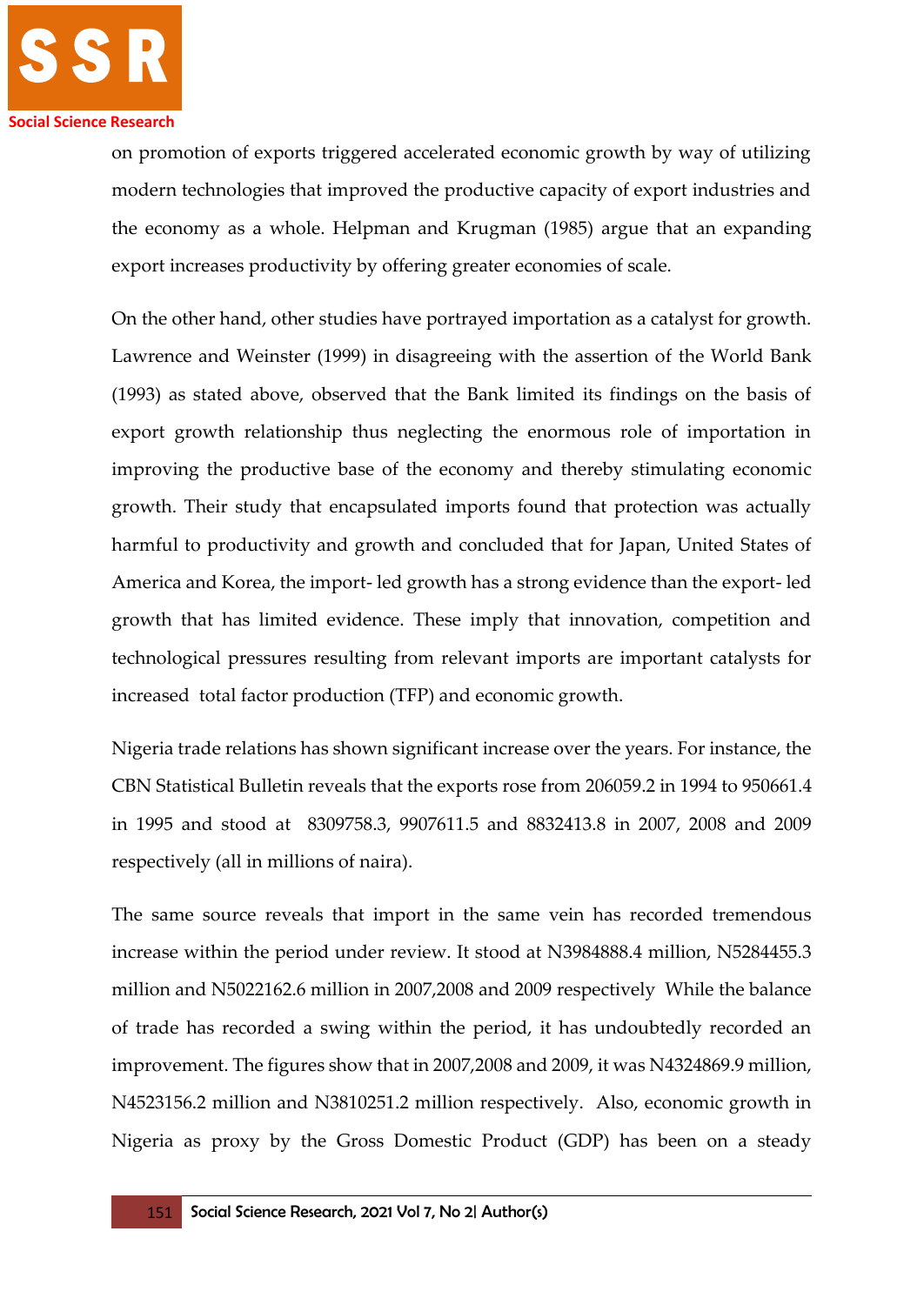on promotion of exports triggered accelerated economic growth by way of utilizing modern technologies that improved the productive capacity of export industries and the economy as a whole. Helpman and Krugman (1985) argue that an expanding export increases productivity by offering greater economies of scale.

On the other hand, other studies have portrayed importation as a catalyst for growth. Lawrence and Weinster (1999) in disagreeing with the assertion of the World Bank (1993) as stated above, observed that the Bank limited its findings on the basis of export growth relationship thus neglecting the enormous role of importation in improving the productive base of the economy and thereby stimulating economic growth. Their study that encapsulated imports found that protection was actually harmful to productivity and growth and concluded that for Japan, United States of America and Korea, the import- led growth has a strong evidence than the export- led growth that has limited evidence. These imply that innovation, competition and technological pressures resulting from relevant imports are important catalysts for increased total factor production (TFP) and economic growth.

Nigeria trade relations has shown significant increase over the years. For instance, the CBN Statistical Bulletin reveals that the exports rose from 206059.2 in 1994 to 950661.4 in 1995 and stood at 8309758.3, 9907611.5 and 8832413.8 in 2007, 2008 and 2009 respectively (all in millions of naira).

The same source reveals that import in the same vein has recorded tremendous increase within the period under review. It stood at N3984888.4 million, N5284455.3 million and N5022162.6 million in 2007,2008 and 2009 respectively While the balance of trade has recorded a swing within the period, it has undoubtedly recorded an improvement. The figures show that in 2007,2008 and 2009, it was N4324869.9 million, N4523156.2 million and N3810251.2 million respectively. Also, economic growth in Nigeria as proxy by the Gross Domestic Product (GDP) has been on a steady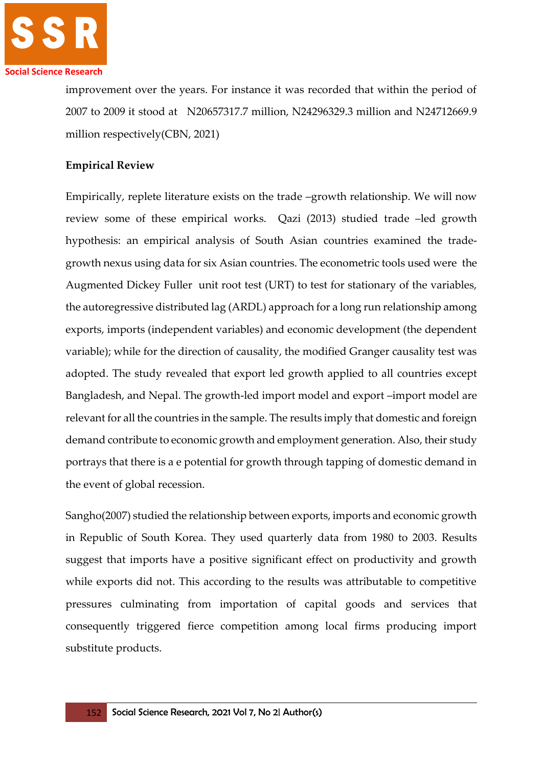improvement over the years. For instance it was recorded that within the period of 2007 to 2009 it stood at N20657317.7 million, N24296329.3 million and N24712669.9 million respectively(CBN, 2021)

**Empirical Review**

Empirically, replete literature exists on the trade –growth relationship. We will now review some of these empirical works. Qazi (2013) studied trade –led growth hypothesis: an empirical analysis of South Asian countries examined the trade-growth nexus using data for six Asian countries. The econometric tools used were the Augmented Dickey Fuller unit root test (URT) to test for stationary of the variables, the autoregressive distributed lag (ARDL) approach for a long run relationship among exports, imports (independent variables) and economic development (the dependent variable); while for the direction of causality, the modified Granger causality test was adopted. The study revealed that export led growth applied to all countries except Bangladesh, and Nepal. The growth-led import model and export –import model are relevant for all the countries in the sample. The results imply that domestic and foreign demand contribute to economic growth and employment generation. Also, their study portrays that there is a e potential for growth through tapping of domestic demand in the event of global recession.

Sangho(2007) studied the relationship between exports, imports and economic growth in Republic of South Korea. They used quarterly data from 1980 to 2003. Results suggest that imports have a positive significant effect on productivity and growth while exports did not. This according to the results was attributable to competitive pressures culminating from importation of capital goods and services that consequently triggered fierce competition among local firms producing import substitute products.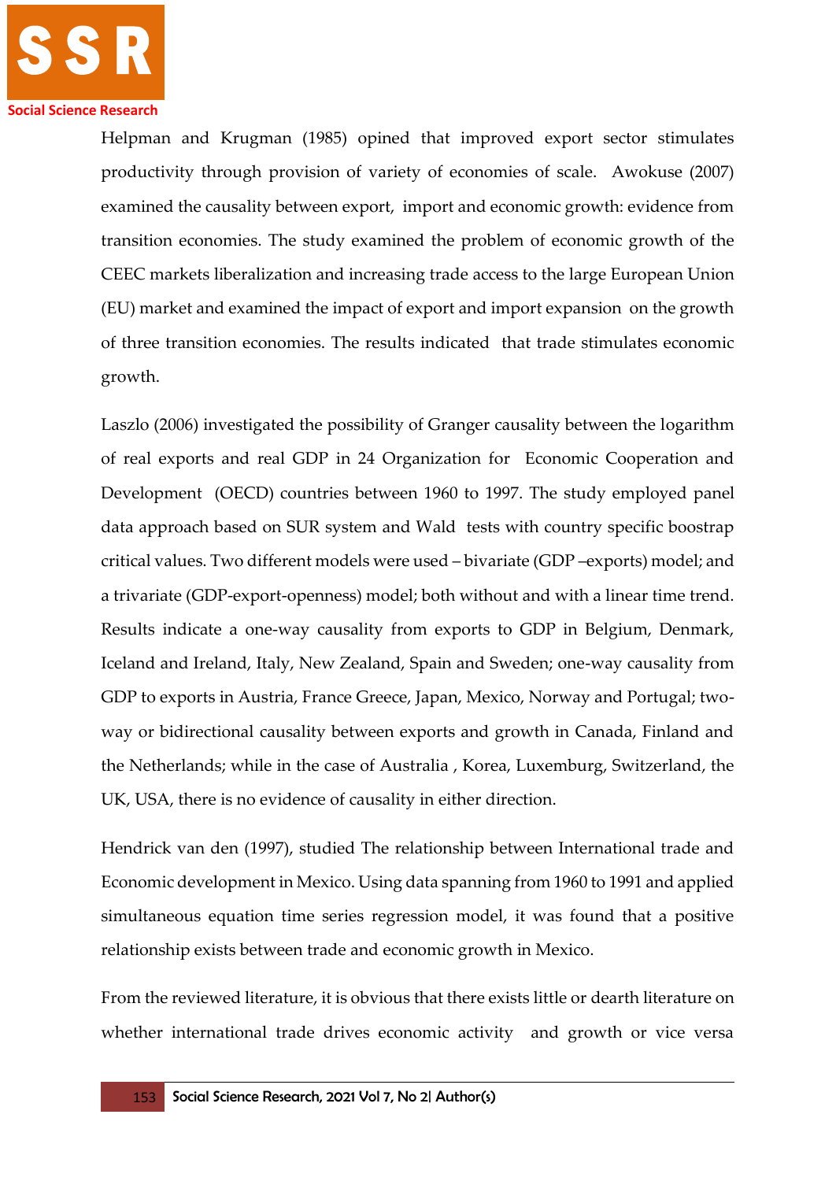Helpman and Krugman (1985) opined that improved export sector stimulates productivity through provision of variety of economies of scale. Awokuse (2007) examined the causality between export, import and economic growth: evidence from transition economies. The study examined the problem of economic growth of the CEEC markets liberalization and increasing trade access to the large European Union (EU) market and examined the impact of export and import expansion on the growth of three transition economies. The results indicated that trade stimulates economic growth.

Laszlo (2006) investigated the possibility of Granger causality between the logarithm of real exports and real GDP in 24 Organization for Economic Cooperation and Development (OECD) countries between 1960 to 1997. The study employed panel data approach based on SUR system and Wald tests with country specific boostrap critical values. Two different models were used – bivariate (GDP –exports) model; and a trivariate (GDP-export-openness) model; both without and with a linear time trend. Results indicate a one-way causality from exports to GDP in Belgium, Denmark, Iceland and Ireland, Italy, New Zealand, Spain and Sweden; one-way causality from GDP to exports in Austria, France Greece, Japan, Mexico, Norway and Portugal; two-way or bidirectional causality between exports and growth in Canada, Finland and the Netherlands; while in the case of Australia , Korea, Luxemburg, Switzerland, the UK, USA, there is no evidence of causality in either direction.

Hendrick van den (1997), studied The relationship between International trade and Economic development in Mexico. Using data spanning from 1960 to 1991 and applied simultaneous equation time series regression model, it was found that a positive relationship exists between trade and economic growth in Mexico.

From the reviewed literature, it is obvious that there exists little or dearth literature on whether international trade drives economic activity and growth or vice versa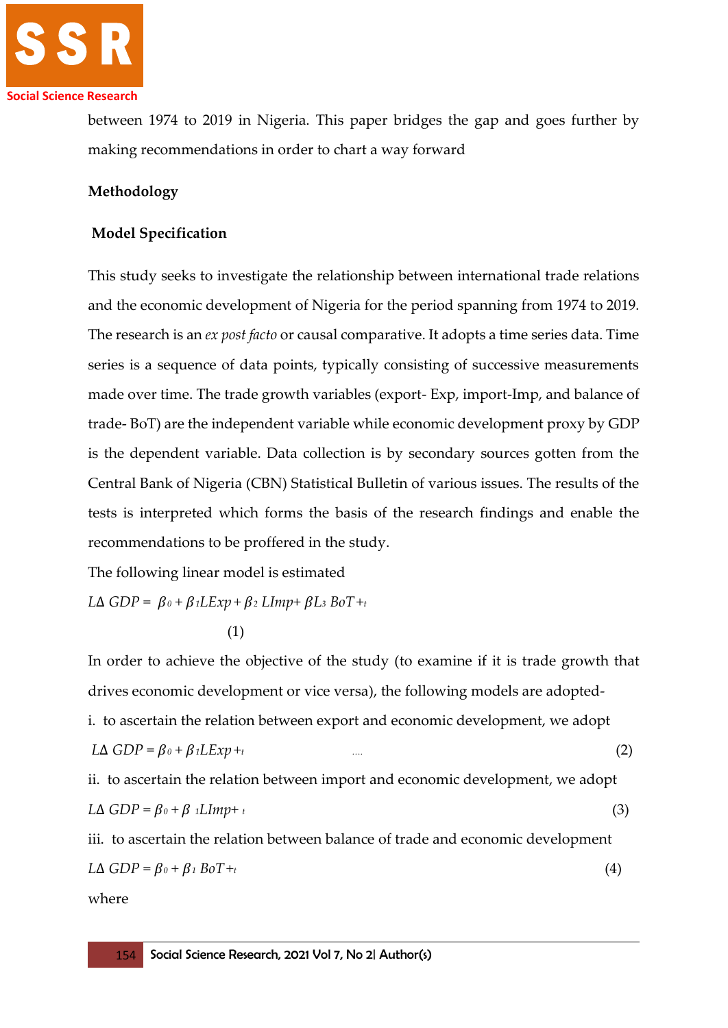between 1974 to 2019 in Nigeria. This paper bridges the gap and goes further by making recommendations in order to chart a way forward

## Methodology

### Model Specification

This study seeks to investigate the relationship between international trade relations and the economic development of Nigeria for the period spanning from 1974 to 2019. The research is an *ex post facto* or causal comparative. It adopts a time series data. Time series is a sequence of data points, typically consisting of successive measurements made over time. The trade growth variables (export- Exp, import-Imp, and balance of trade- BoT) are the independent variable while economic development proxy by GDP is the dependent variable. Data collection is by secondary sources gotten from the Central Bank of Nigeria (CBN) Statistical Bulletin of various issues. The results of the tests is interpreted which forms the basis of the research findings and enable the recommendations to be proffered in the study.

The following linear model is estimated

$$L\Delta\ GDP = \beta_0 + \beta_1 LExp + \beta_2\ LImp + \beta L_3\ BoT +_t \quad (1)$$

In order to achieve the objective of the study (to examine if it is trade growth that drives economic development or vice versa), the following models are adopted-

i. to ascertain the relation between export and economic development, we adopt

$$L\Delta\ GDP = \beta_0 + \beta_1 LExp +_t \quad .... \quad (2)$$

ii. to ascertain the relation between import and economic development, we adopt

$$L\Delta\ GDP = \beta_0 + \beta\ _1 LImp +\ _t \quad (3)$$

iii. to ascertain the relation between balance of trade and economic development

$$L\Delta\ GDP = \beta_0 + \beta_1\ BoT +_t \quad (4)$$

where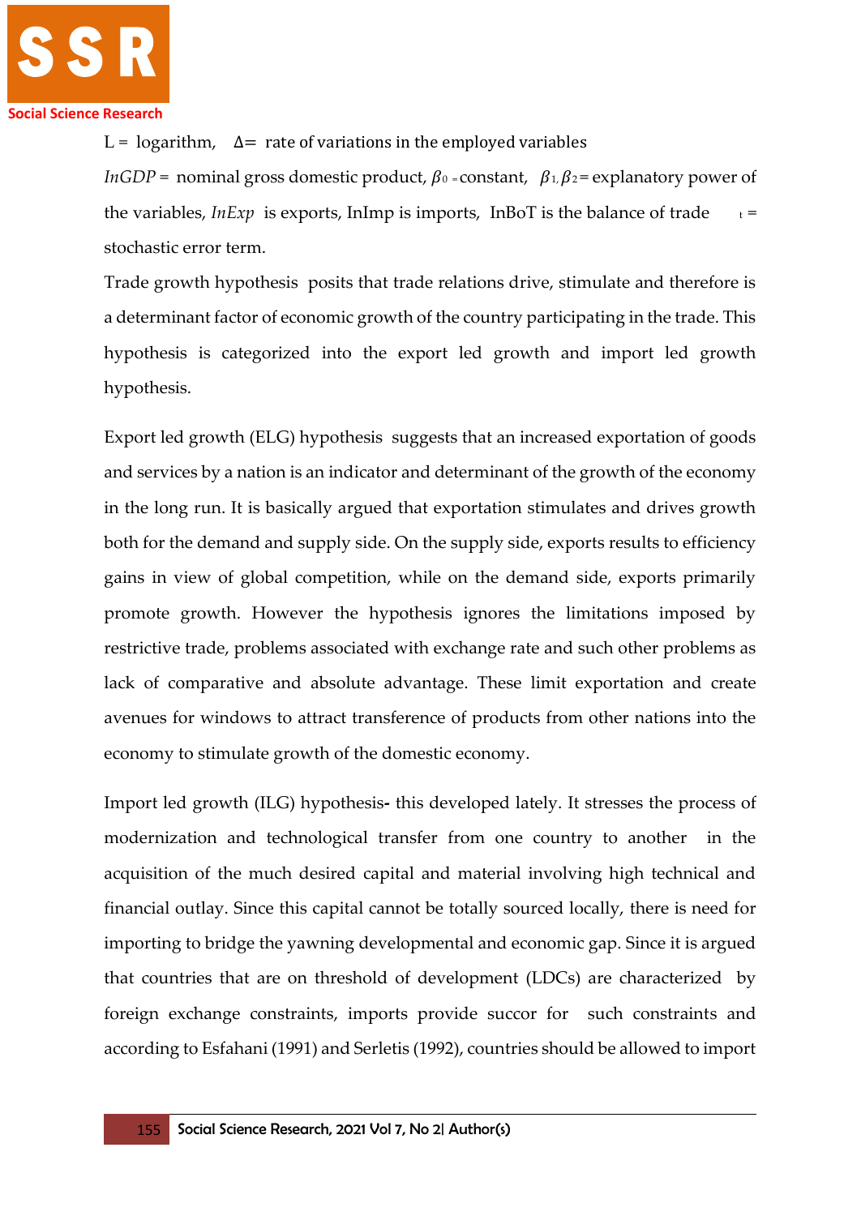L = logarithm, $\Delta$= rate of variations in the employed variables

*InGDP* = nominal gross domestic product, $\beta_0$ =constant, $\beta_1, \beta_2$= explanatory power of the variables, *InExp* is exports, InImp is imports, InBoT is the balance of trade $_t$ = stochastic error term.

Trade growth hypothesis posits that trade relations drive, stimulate and therefore is a determinant factor of economic growth of the country participating in the trade. This hypothesis is categorized into the export led growth and import led growth hypothesis.

Export led growth (ELG) hypothesis suggests that an increased exportation of goods and services by a nation is an indicator and determinant of the growth of the economy in the long run. It is basically argued that exportation stimulates and drives growth both for the demand and supply side. On the supply side, exports results to efficiency gains in view of global competition, while on the demand side, exports primarily promote growth. However the hypothesis ignores the limitations imposed by restrictive trade, problems associated with exchange rate and such other problems as lack of comparative and absolute advantage. These limit exportation and create avenues for windows to attract transference of products from other nations into the economy to stimulate growth of the domestic economy.

Import led growth (ILG) hypothesis**-** this developed lately. It stresses the process of modernization and technological transfer from one country to another in the acquisition of the much desired capital and material involving high technical and financial outlay. Since this capital cannot be totally sourced locally, there is need for importing to bridge the yawning developmental and economic gap. Since it is argued that countries that are on threshold of development (LDCs) are characterized by foreign exchange constraints, imports provide succor for such constraints and according to Esfahani (1991) and Serletis (1992), countries should be allowed to import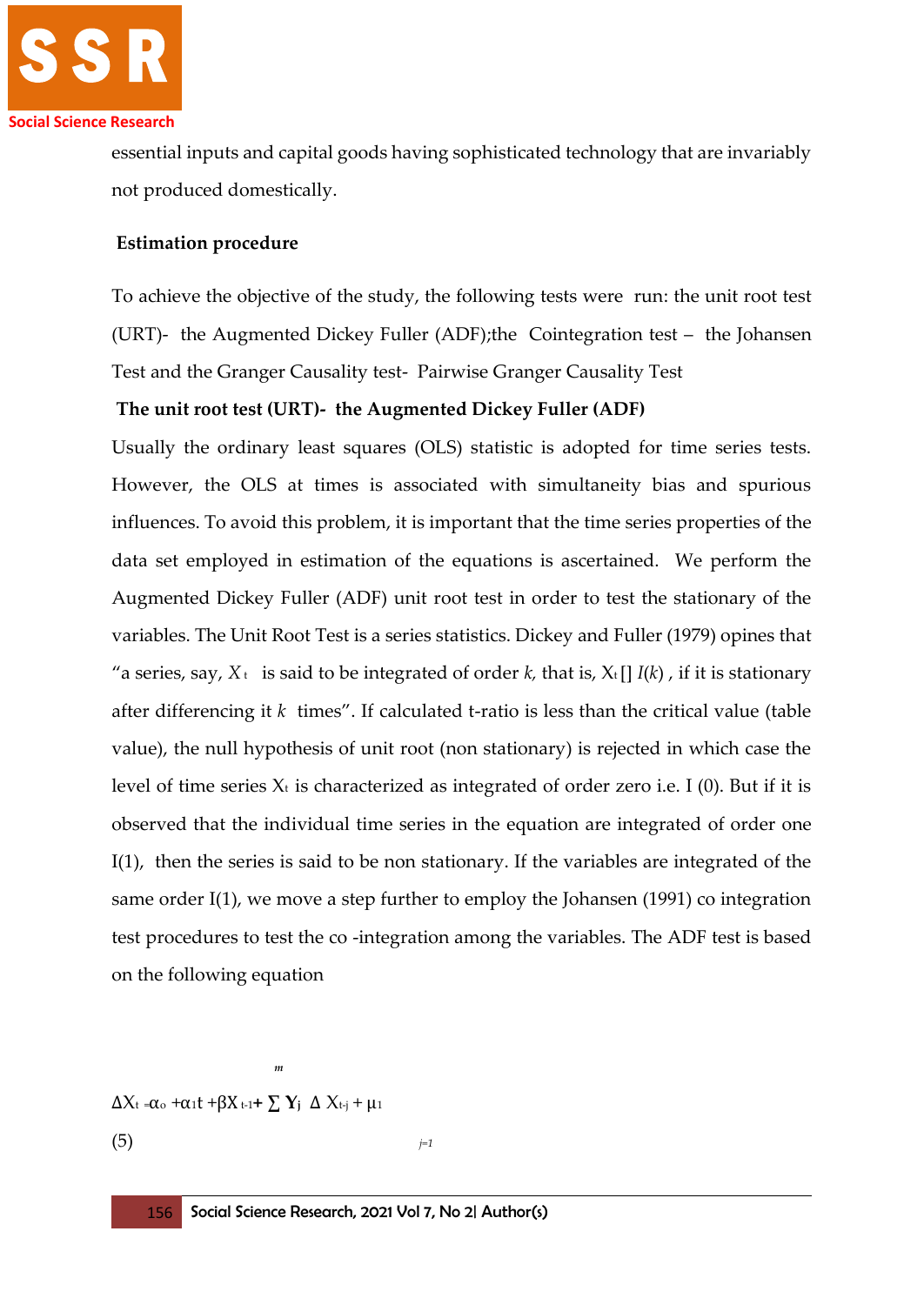essential inputs and capital goods having sophisticated technology that are invariably not produced domestically.

**Estimation procedure**

To achieve the objective of the study, the following tests were run: the unit root test (URT)- the Augmented Dickey Fuller (ADF);the Cointegration test – the Johansen Test and the Granger Causality test- Pairwise Granger Causality Test

**The unit root test (URT)- the Augmented Dickey Fuller (ADF)**

Usually the ordinary least squares (OLS) statistic is adopted for time series tests. However, the OLS at times is associated with simultaneity bias and spurious influences. To avoid this problem, it is important that the time series properties of the data set employed in estimation of the equations is ascertained. We perform the Augmented Dickey Fuller (ADF) unit root test in order to test the stationary of the variables. The Unit Root Test is a series statistics. Dickey and Fuller (1979) opines that "a series, say, $X_t$ is said to be integrated of order *k*, that is, $X_t$ [] $I(k)$ , if it is stationary after differencing it $k$ times". If calculated t-ratio is less than the critical value (table value), the null hypothesis of unit root (non stationary) is rejected in which case the level of time series $X_t$ is characterized as integrated of order zero i.e. I (0). But if it is observed that the individual time series in the equation are integrated of order one I(1), then the series is said to be non stationary. If the variables are integrated of the same order I(1), we move a step further to employ the Johansen (1991) co integration test procedures to test the co -integration among the variables. The ADF test is based on the following equation

$$\Delta X_t = \alpha_0 + \alpha_1 t + \beta X_{t-1} + \sum_{j=1}^{m} Y_j \ \Delta X_{t-j} + \mu_1 \qquad (5)$$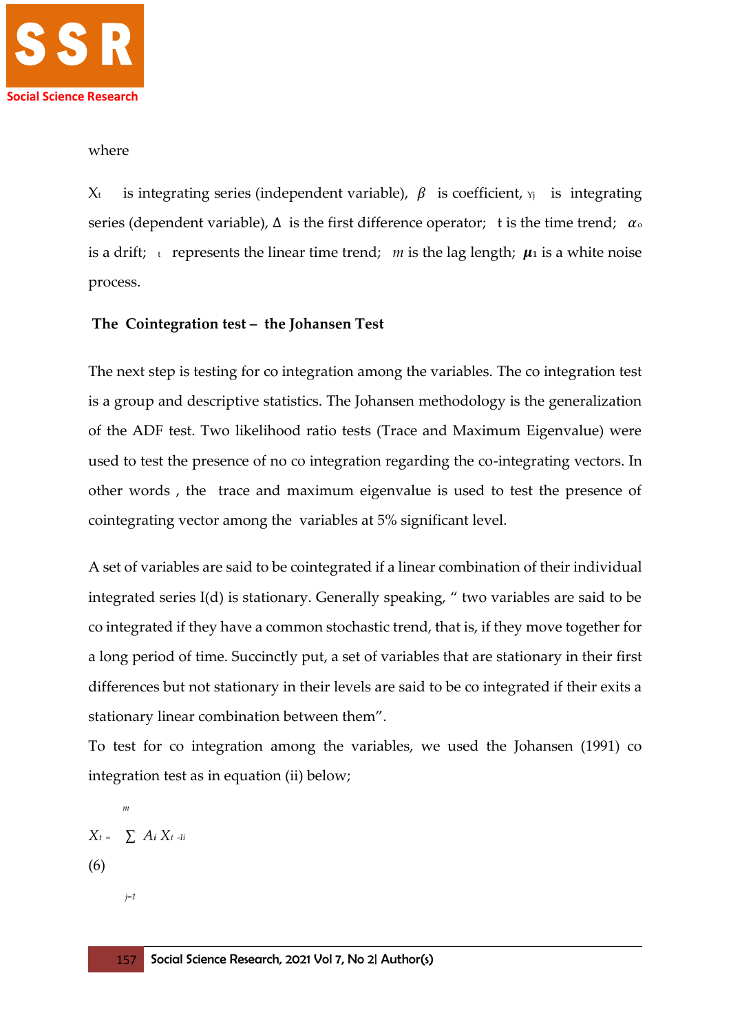where

$X_t$ is integrating series (independent variable), $\beta$ is coefficient, $Y_j$ is integrating series (dependent variable), $\Delta$ is the first difference operator; t is the time trend; $\alpha_o$ is a drift; $t$ represents the linear time trend; $m$ is the lag length; $\boldsymbol{\mu}_1$ is a white noise process.

**The Cointegration test – the Johansen Test**

The next step is testing for co integration among the variables. The co integration test is a group and descriptive statistics. The Johansen methodology is the generalization of the ADF test. Two likelihood ratio tests (Trace and Maximum Eigenvalue) were used to test the presence of no co integration regarding the co-integrating vectors. In other words , the trace and maximum eigenvalue is used to test the presence of cointegrating vector among the variables at 5% significant level.

A set of variables are said to be cointegrated if a linear combination of their individual integrated series I(d) is stationary. Generally speaking, " two variables are said to be co integrated if they have a common stochastic trend, that is, if they move together for a long period of time. Succinctly put, a set of variables that are stationary in their first differences but not stationary in their levels are said to be co integrated if their exits a stationary linear combination between them".

To test for co integration among the variables, we used the Johansen (1991) co integration test as in equation (ii) below;

$$X_t = \sum_{j=1}^{m} A_i X_{t-1i} \quad (6)$$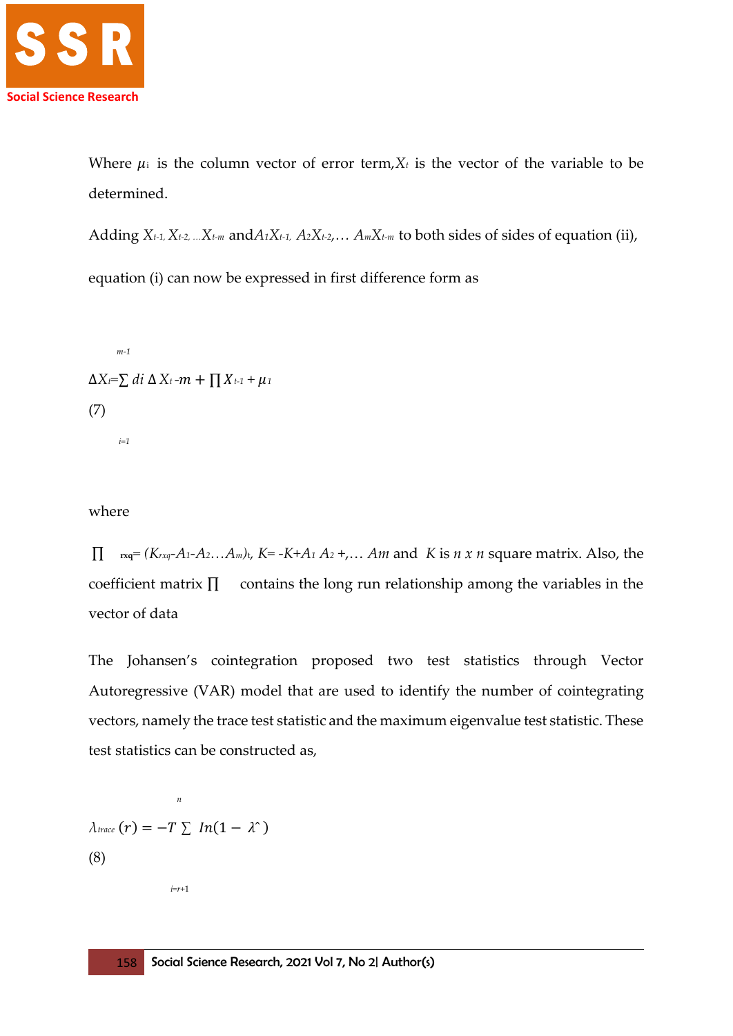Where $\mu_i$ is the column vector of error term, $X_t$ is the vector of the variable to be determined.

Adding $X_{t-1}, X_{t-2}, \ldots X_{t-m}$ and $A_1X_{t-1}, A_2X_{t-2}, \ldots A_mX_{t-m}$ to both sides of sides of equation (ii), equation (i) can now be expressed in first difference form as

$$\Delta X_t = \sum_{i=1}^{m-1} di \, \Delta X_t - m + \prod X_{t-1} + \mu_1 \quad (7)$$

where

$\prod_{rxq} = (K_{rxq} - A_1 - A_2 \ldots A_m)_t$, $K = -K + A_1 \, A_2 + , \ldots \, Am$ and $K$ is $n \times n$ square matrix. Also, the coefficient matrix $\prod$ contains the long run relationship among the variables in the vector of data

The Johansen's cointegration proposed two test statistics through Vector Autoregressive (VAR) model that are used to identify the number of cointegrating vectors, namely the trace test statistic and the maximum eigenvalue test statistic. These test statistics can be constructed as,

$$\lambda_{trace}(r) = -T \sum_{i=r+1}^{n} In(1 - \hat{\lambda}) \quad (8)$$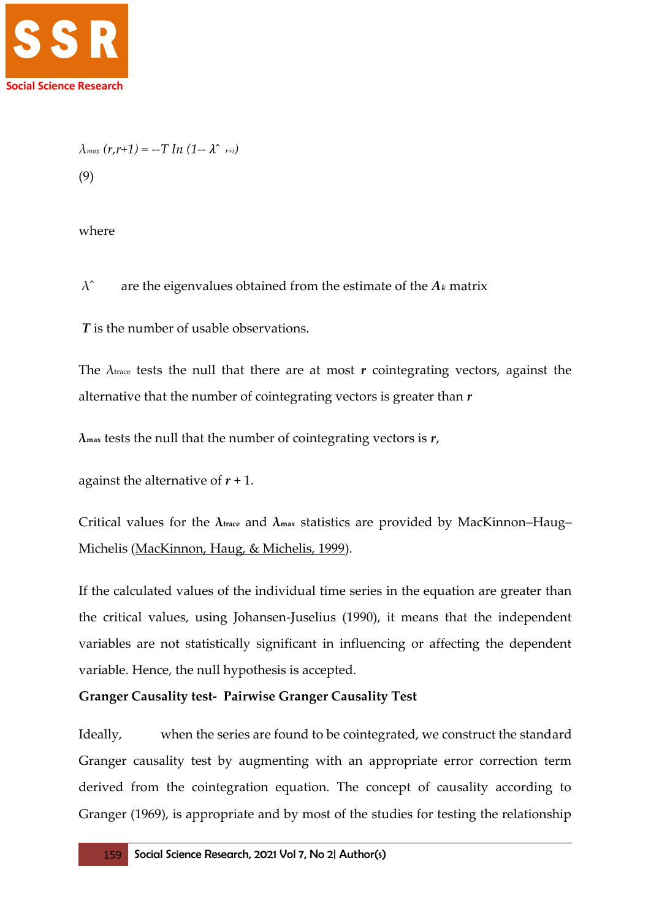$$\lambda_{max}\,(r,r+1) = -T\,In\,(1-\hat{\lambda}_{r+i})$$

(9)

where

$\hat{\lambda}$ are the eigenvalues obtained from the estimate of the $A_k$ matrix

***T*** is the number of usable observations.

The $\lambda_{trace}$ tests the null that there are at most ***r*** cointegrating vectors, against the alternative that the number of cointegrating vectors is greater than ***r***

$\boldsymbol{\lambda_{max}}$ tests the null that the number of cointegrating vectors is ***r***,

against the alternative of ***r*** + 1.

Critical values for the $\boldsymbol{\lambda_{trace}}$ and $\boldsymbol{\lambda_{max}}$ statistics are provided by MacKinnon–Haug–Michelis (MacKinnon, Haug, & Michelis, 1999).

If the calculated values of the individual time series in the equation are greater than the critical values, using Johansen-Juselius (1990), it means that the independent variables are not statistically significant in influencing or affecting the dependent variable. Hence, the null hypothesis is accepted.

**Granger Causality test- Pairwise Granger Causality Test**

Ideally, when the series are found to be cointegrated, we construct the standard Granger causality test by augmenting with an appropriate error correction term derived from the cointegration equation. The concept of causality according to Granger (1969), is appropriate and by most of the studies for testing the relationship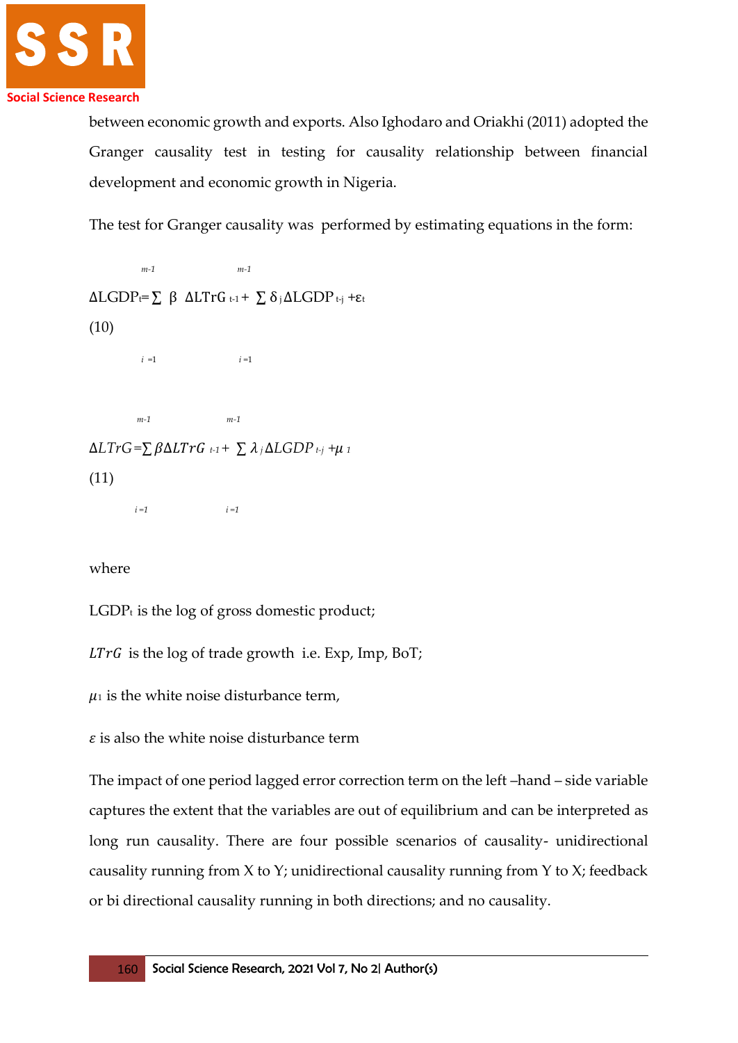between economic growth and exports. Also Ighodaro and Oriakhi (2011) adopted the Granger causality test in testing for causality relationship between financial development and economic growth in Nigeria.

The test for Granger causality was performed by estimating equations in the form:

$$\Delta LGDP_t = \sum_{i=1}^{m-1} \beta \ \Delta LTrG_{t-1} + \sum_{i=1}^{m-1} \delta_j \Delta LGDP_{t-j} + \varepsilon_t \quad (10)$$

$$\Delta LTrG = \sum_{i=1}^{m-1} \beta \Delta LTrG_{t-1} + \sum_{i=1}^{m-1} \lambda_j \Delta LGDP_{t-j} + \mu_1 \quad (11)$$

where

$LGDP_t$ is the log of gross domestic product;

$LTrG$ is the log of trade growth i.e. Exp, Imp, BoT;

$\mu_1$ is the white noise disturbance term,

$\varepsilon$ is also the white noise disturbance term

The impact of one period lagged error correction term on the left –hand – side variable captures the extent that the variables are out of equilibrium and can be interpreted as long run causality. There are four possible scenarios of causality- unidirectional causality running from X to Y; unidirectional causality running from Y to X; feedback or bi directional causality running in both directions; and no causality.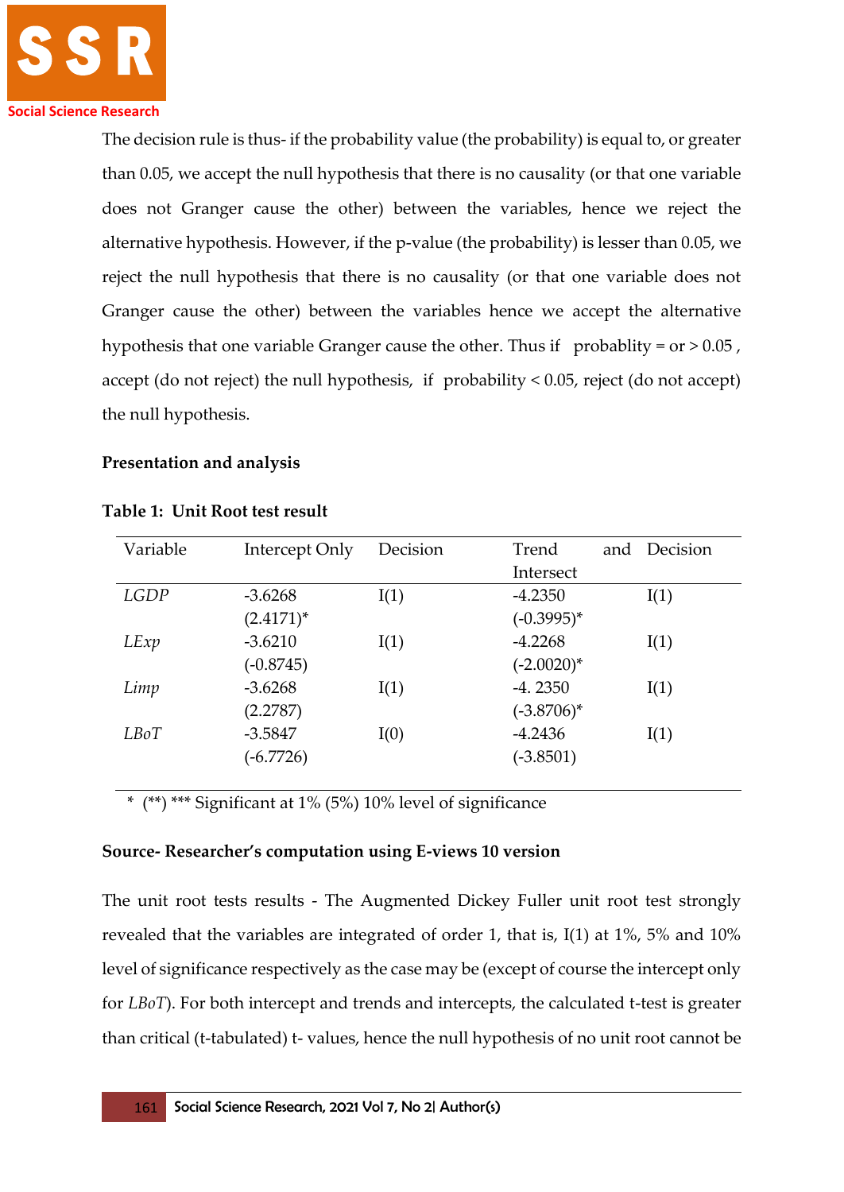The decision rule is thus- if the probability value (the probability) is equal to, or greater than 0.05, we accept the null hypothesis that there is no causality (or that one variable does not Granger cause the other) between the variables, hence we reject the alternative hypothesis. However, if the p-value (the probability) is lesser than 0.05, we reject the null hypothesis that there is no causality (or that one variable does not Granger cause the other) between the variables hence we accept the alternative hypothesis that one variable Granger cause the other. Thus if probablity = or > 0.05 , accept (do not reject) the null hypothesis, if probability < 0.05, reject (do not accept) the null hypothesis.

**Presentation and analysis**

**Table 1: Unit Root test result**

| Variable | Intercept Only | Decision | Trend and Intersect | Decision |
|---|---|---|---|---|
| *LGDP* | -3.6268 (2.4171)* | I(1) | -4.2350 (-0.3995)* | I(1) |
| *LExp* | -3.6210 (-0.8745) | I(1) | -4.2268 (-2.0020)* | I(1) |
| *Limp* | -3.6268 (2.2787) | I(1) | -4. 2350 (-3.8706)* | I(1) |
| *LBoT* | -3.5847 (-6.7726) | I(0) | -4.2436 (-3.8501) | I(1) |

\* (**) *** Significant at 1% (5%) 10% level of significance

**Source- Researcher's computation using E-views 10 version**

The unit root tests results - The Augmented Dickey Fuller unit root test strongly revealed that the variables are integrated of order 1, that is, I(1) at 1%, 5% and 10% level of significance respectively as the case may be (except of course the intercept only for *LBoT*). For both intercept and trends and intercepts, the calculated t-test is greater than critical (t-tabulated) t- values, hence the null hypothesis of no unit root cannot be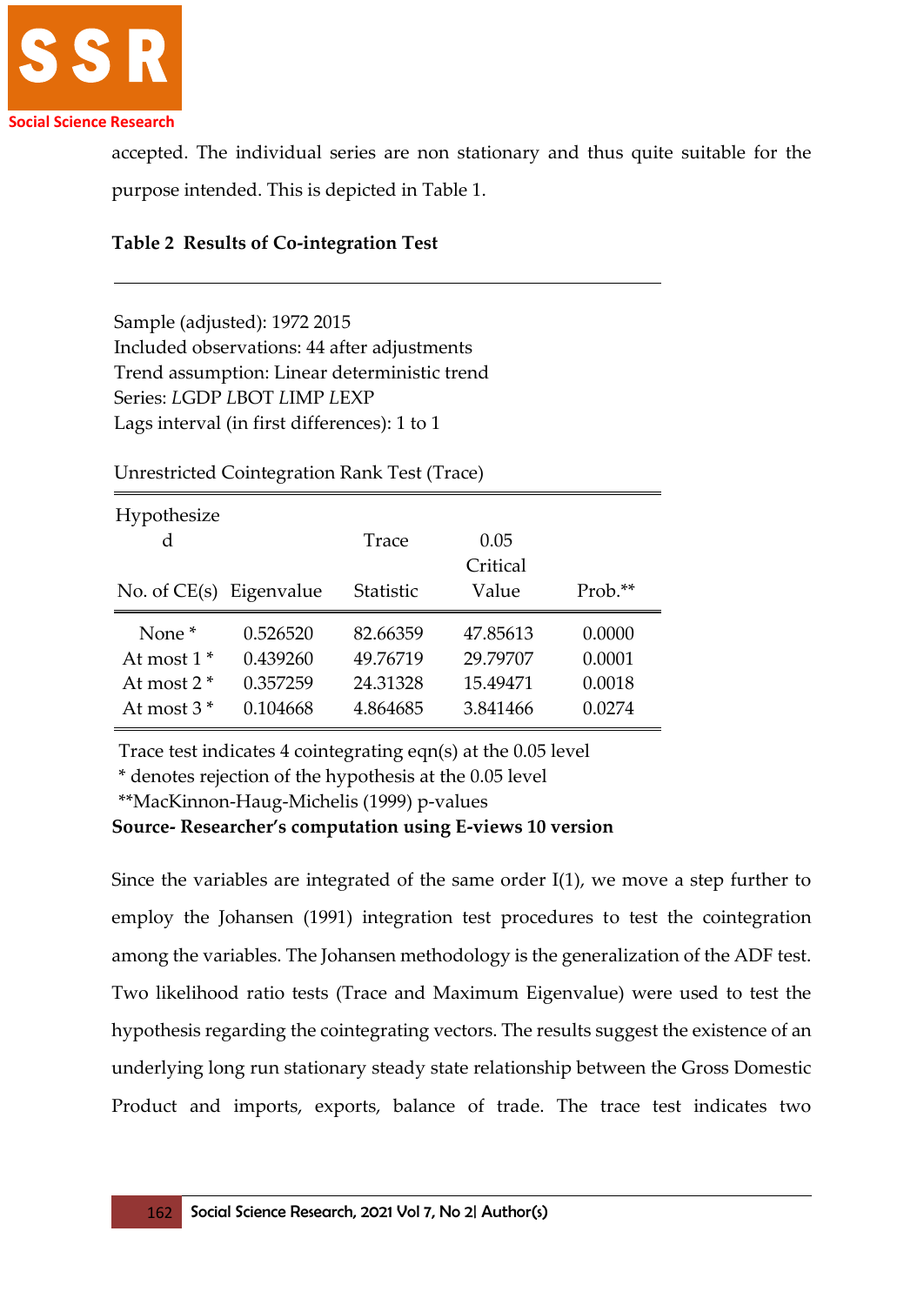accepted. The individual series are non stationary and thus quite suitable for the purpose intended. This is depicted in Table 1.

**Table 2 Results of Co-integration Test**

Sample (adjusted): 1972 2015
Included observations: 44 after adjustments
Trend assumption: Linear deterministic trend
Series: *L*GDP *L*BOT *L*IMP *L*EXP
Lags interval (in first differences): 1 to 1

Unrestricted Cointegration Rank Test (Trace)

| Hypothesized No. of CE(s) | Eigenvalue | Trace Statistic | 0.05 Critical Value | Prob.** |
|---|---|---|---|---|
| None * | 0.526520 | 82.66359 | 47.85613 | 0.0000 |
| At most 1 * | 0.439260 | 49.76719 | 29.79707 | 0.0001 |
| At most 2 * | 0.357259 | 24.31328 | 15.49471 | 0.0018 |
| At most 3 * | 0.104668 | 4.864685 | 3.841466 | 0.0274 |

Trace test indicates 4 cointegrating eqn(s) at the 0.05 level
* denotes rejection of the hypothesis at the 0.05 level
**MacKinnon-Haug-Michelis (1999) p-values

**Source- Researcher's computation using E-views 10 version**

Since the variables are integrated of the same order I(1), we move a step further to employ the Johansen (1991) integration test procedures to test the cointegration among the variables. The Johansen methodology is the generalization of the ADF test. Two likelihood ratio tests (Trace and Maximum Eigenvalue) were used to test the hypothesis regarding the cointegrating vectors. The results suggest the existence of an underlying long run stationary steady state relationship between the Gross Domestic Product and imports, exports, balance of trade. The trace test indicates two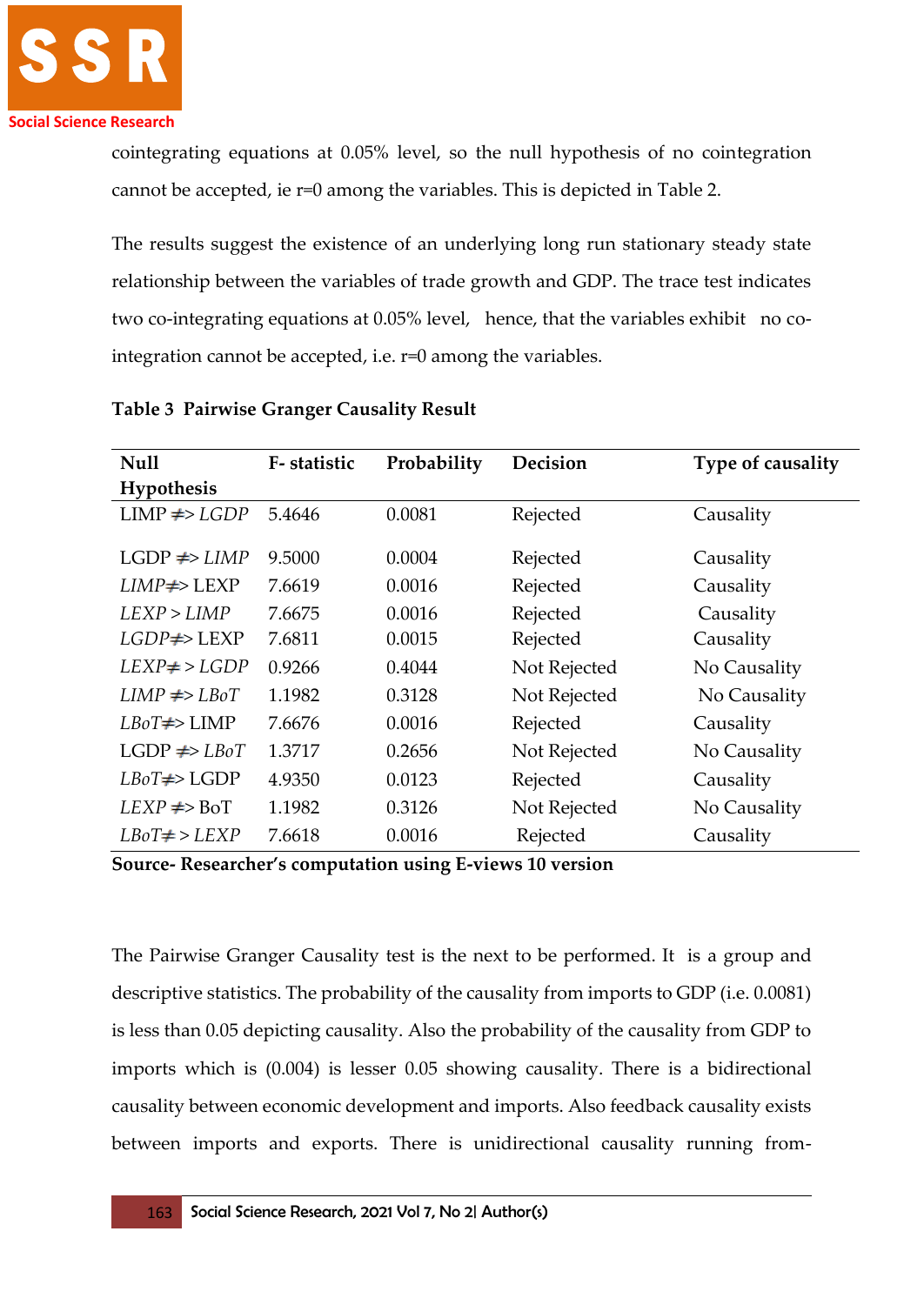cointegrating equations at 0.05% level, so the null hypothesis of no cointegration cannot be accepted, ie r=0 among the variables. This is depicted in Table 2.

The results suggest the existence of an underlying long run stationary steady state relationship between the variables of trade growth and GDP. The trace test indicates two co-integrating equations at 0.05% level, hence, that the variables exhibit no co-integration cannot be accepted, i.e. r=0 among the variables.

**Table 3 Pairwise Granger Causality Result**

| Null Hypothesis | F- statistic | Probability | Decision | Type of causality |
|---|---|---|---|---|
| LIMP ≠> *LGDP* | 5.4646 | 0.0081 | Rejected | Causality |
| LGDP ≠> *LIMP* | 9.5000 | 0.0004 | Rejected | Causality |
| *LIMP*≠> LEXP | 7.6619 | 0.0016 | Rejected | Causality |
| *LEXP > LIMP* | 7.6675 | 0.0016 | Rejected | Causality |
| *LGDP*≠> LEXP | 7.6811 | 0.0015 | Rejected | Causality |
| *LEXP≠ > LGDP* | 0.9266 | 0.4044 | Not Rejected | No Causality |
| *LIMP ≠> LBoT* | 1.1982 | 0.3128 | Not Rejected | No Causality |
| *LBoT*≠> LIMP | 7.6676 | 0.0016 | Rejected | Causality |
| LGDP ≠> *LBoT* | 1.3717 | 0.2656 | Not Rejected | No Causality |
| *LBoT*≠> LGDP | 4.9350 | 0.0123 | Rejected | Causality |
| *LEXP* ≠> BoT | 1.1982 | 0.3126 | Not Rejected | No Causality |
| *LBoT≠ > LEXP* | 7.6618 | 0.0016 | Rejected | Causality |

**Source- Researcher's computation using E-views 10 version**

The Pairwise Granger Causality test is the next to be performed. It is a group and descriptive statistics. The probability of the causality from imports to GDP (i.e. 0.0081) is less than 0.05 depicting causality. Also the probability of the causality from GDP to imports which is (0.004) is lesser 0.05 showing causality. There is a bidirectional causality between economic development and imports. Also feedback causality exists between imports and exports. There is unidirectional causality running from-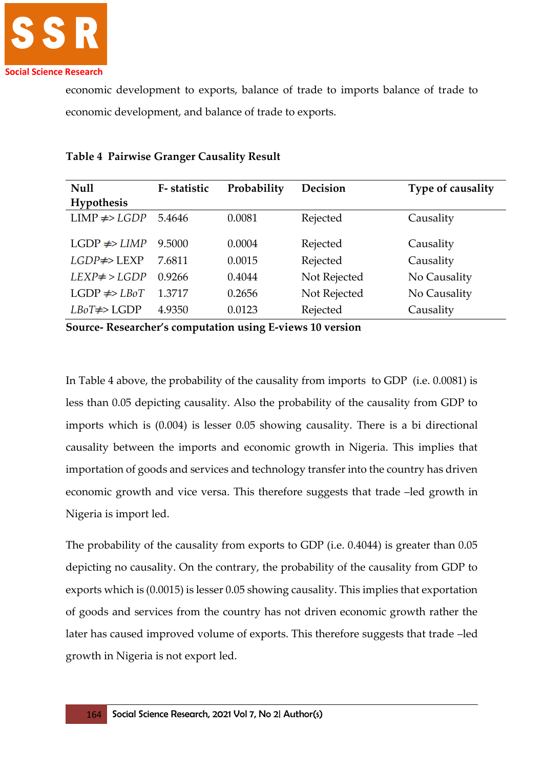economic development to exports, balance of trade to imports balance of trade to economic development, and balance of trade to exports.

**Table 4 Pairwise Granger Causality Result**

| Null Hypothesis | F- statistic | Probability | Decision | Type of causality |
|---|---|---|---|---|
| LIMP ≠> *LGDP* | 5.4646 | 0.0081 | Rejected | Causality |
| LGDP ≠> *LIMP* | 9.5000 | 0.0004 | Rejected | Causality |
| *LGDP*≠> LEXP | 7.6811 | 0.0015 | Rejected | Causality |
| *LEXP*≠ > *LGDP* | 0.9266 | 0.4044 | Not Rejected | No Causality |
| LGDP ≠> *LBoT* | 1.3717 | 0.2656 | Not Rejected | No Causality |
| *LBoT*≠> LGDP | 4.9350 | 0.0123 | Rejected | Causality |

**Source- Researcher's computation using E-views 10 version**

In Table 4 above, the probability of the causality from imports to GDP (i.e. 0.0081) is less than 0.05 depicting causality. Also the probability of the causality from GDP to imports which is (0.004) is lesser 0.05 showing causality. There is a bi directional causality between the imports and economic growth in Nigeria. This implies that importation of goods and services and technology transfer into the country has driven economic growth and vice versa. This therefore suggests that trade –led growth in Nigeria is import led.

The probability of the causality from exports to GDP (i.e. 0.4044) is greater than 0.05 depicting no causality. On the contrary, the probability of the causality from GDP to exports which is (0.0015) is lesser 0.05 showing causality. This implies that exportation of goods and services from the country has not driven economic growth rather the later has caused improved volume of exports. This therefore suggests that trade –led growth in Nigeria is not export led.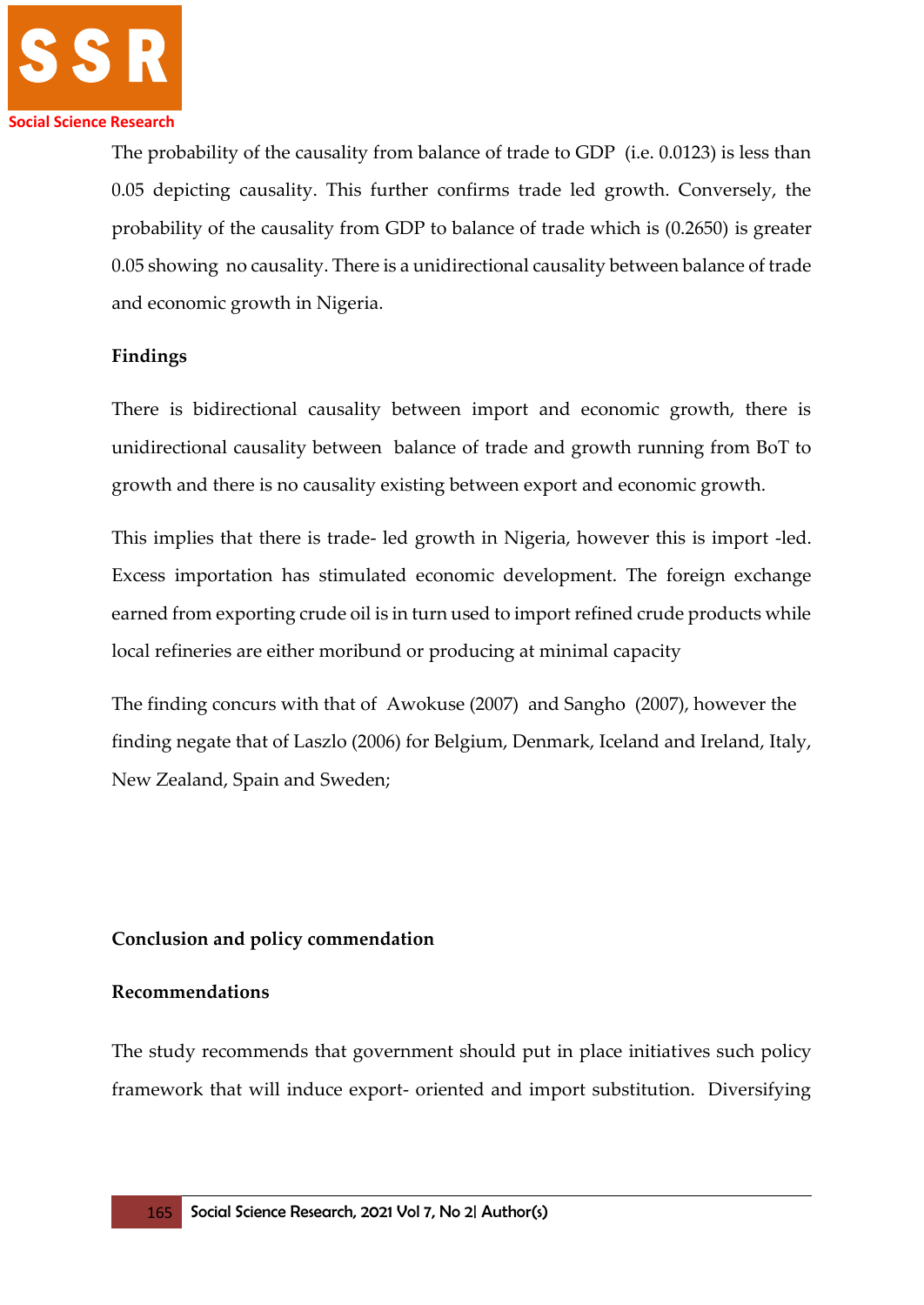The probability of the causality from balance of trade to GDP (i.e. 0.0123) is less than 0.05 depicting causality. This further confirms trade led growth. Conversely, the probability of the causality from GDP to balance of trade which is (0.2650) is greater 0.05 showing no causality. There is a unidirectional causality between balance of trade and economic growth in Nigeria.

**Findings**

There is bidirectional causality between import and economic growth, there is unidirectional causality between balance of trade and growth running from BoT to growth and there is no causality existing between export and economic growth.

This implies that there is trade- led growth in Nigeria, however this is import -led. Excess importation has stimulated economic development. The foreign exchange earned from exporting crude oil is in turn used to import refined crude products while local refineries are either moribund or producing at minimal capacity

The finding concurs with that of Awokuse (2007) and Sangho (2007), however the finding negate that of Laszlo (2006) for Belgium, Denmark, Iceland and Ireland, Italy, New Zealand, Spain and Sweden;

**Conclusion and policy commendation**

**Recommendations**

The study recommends that government should put in place initiatives such policy framework that will induce export- oriented and import substitution. Diversifying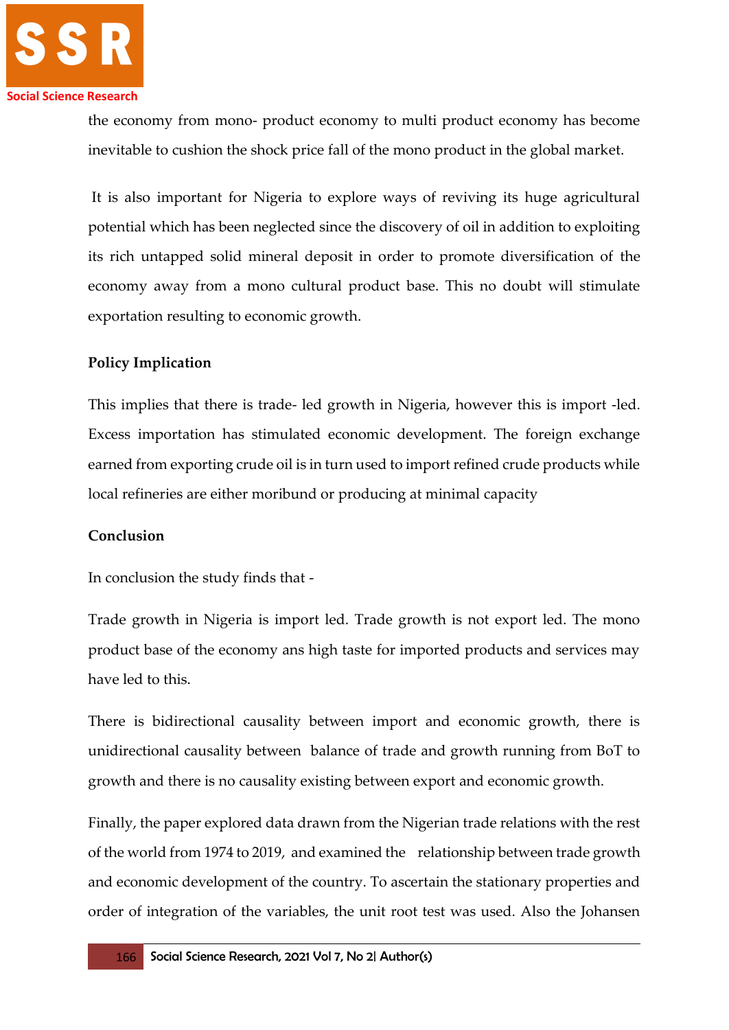the economy from mono- product economy to multi product economy has become inevitable to cushion the shock price fall of the mono product in the global market.

It is also important for Nigeria to explore ways of reviving its huge agricultural potential which has been neglected since the discovery of oil in addition to exploiting its rich untapped solid mineral deposit in order to promote diversification of the economy away from a mono cultural product base. This no doubt will stimulate exportation resulting to economic growth.

**Policy Implication**

This implies that there is trade- led growth in Nigeria, however this is import -led. Excess importation has stimulated economic development. The foreign exchange earned from exporting crude oil is in turn used to import refined crude products while local refineries are either moribund or producing at minimal capacity

**Conclusion**

In conclusion the study finds that -

Trade growth in Nigeria is import led. Trade growth is not export led. The mono product base of the economy ans high taste for imported products and services may have led to this.

There is bidirectional causality between import and economic growth, there is unidirectional causality between balance of trade and growth running from BoT to growth and there is no causality existing between export and economic growth.

Finally, the paper explored data drawn from the Nigerian trade relations with the rest of the world from 1974 to 2019, and examined the relationship between trade growth and economic development of the country. To ascertain the stationary properties and order of integration of the variables, the unit root test was used. Also the Johansen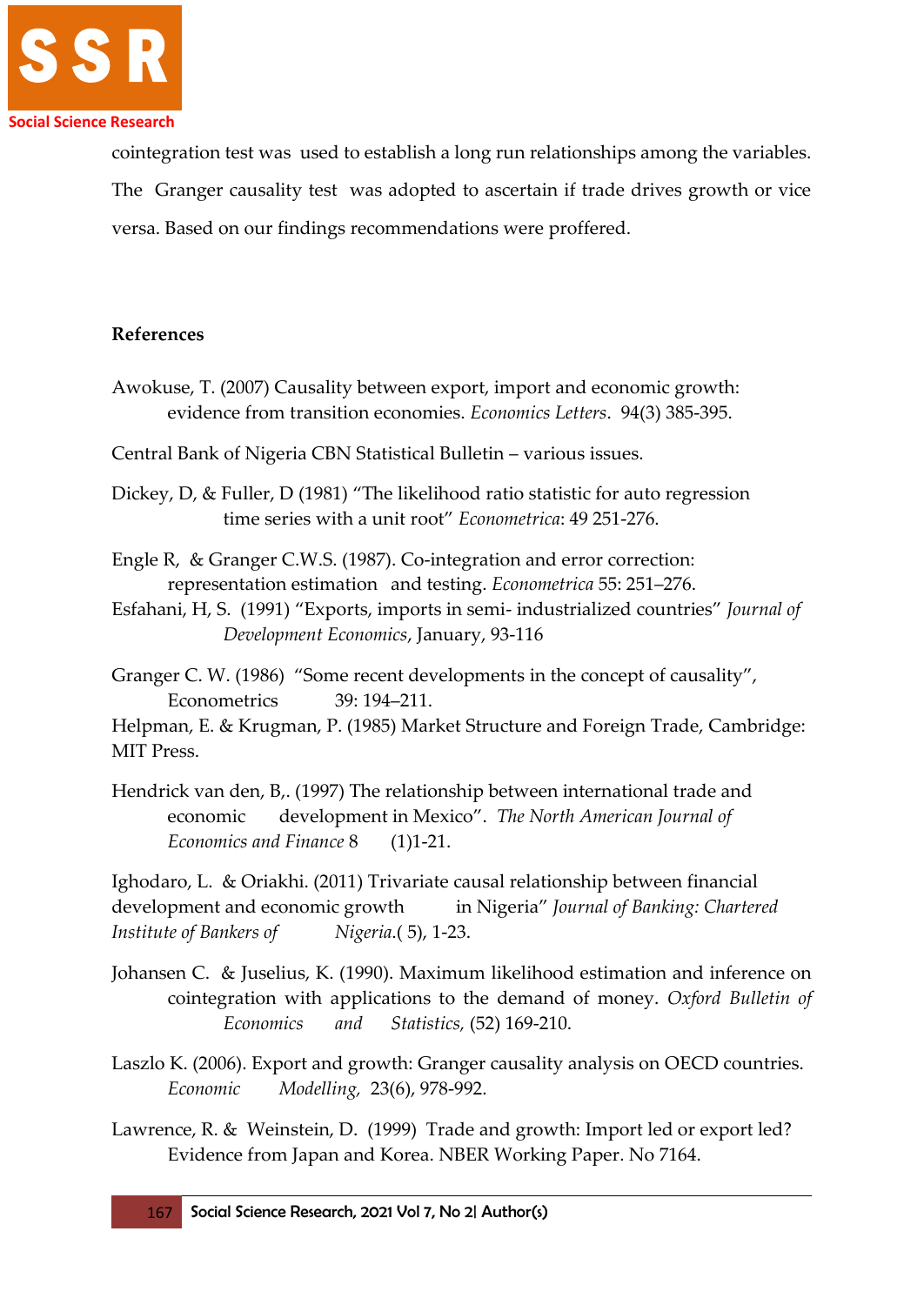cointegration test was used to establish a long run relationships among the variables. The Granger causality test was adopted to ascertain if trade drives growth or vice versa. Based on our findings recommendations were proffered.

## References

Awokuse, T. (2007) Causality between export, import and economic growth: evidence from transition economies. *Economics Letters*. 94(3) 385-395.

Central Bank of Nigeria CBN Statistical Bulletin – various issues.

Dickey, D, & Fuller, D (1981) "The likelihood ratio statistic for auto regression time series with a unit root" *Econometrica*: 49 251-276.

Engle R, & Granger C.W.S. (1987). Co-integration and error correction: representation estimation and testing. *Econometrica* 55: 251–276.

Esfahani, H, S. (1991) "Exports, imports in semi- industrialized countries" *Journal of Development Economics*, January, 93-116

Granger C. W. (1986) "Some recent developments in the concept of causality", Econometrics 39: 194–211.

Helpman, E. & Krugman, P. (1985) Market Structure and Foreign Trade, Cambridge: MIT Press.

Hendrick van den, B,. (1997) The relationship between international trade and economic development in Mexico". *The North American Journal of Economics and Finance* 8 (1)1-21.

Ighodaro, L. & Oriakhi. (2011) Trivariate causal relationship between financial development and economic growth in Nigeria" *Journal of Banking: Chartered Institute of Bankers of Nigeria*.( 5), 1-23.

Johansen C. & Juselius, K. (1990). Maximum likelihood estimation and inference on cointegration with applications to the demand of money. *Oxford Bulletin of Economics and Statistics*, (52) 169-210.

Laszlo K. (2006). Export and growth: Granger causality analysis on OECD countries. *Economic Modelling*, 23(6), 978-992.

Lawrence, R. & Weinstein, D. (1999) Trade and growth: Import led or export led? Evidence from Japan and Korea. NBER Working Paper. No 7164.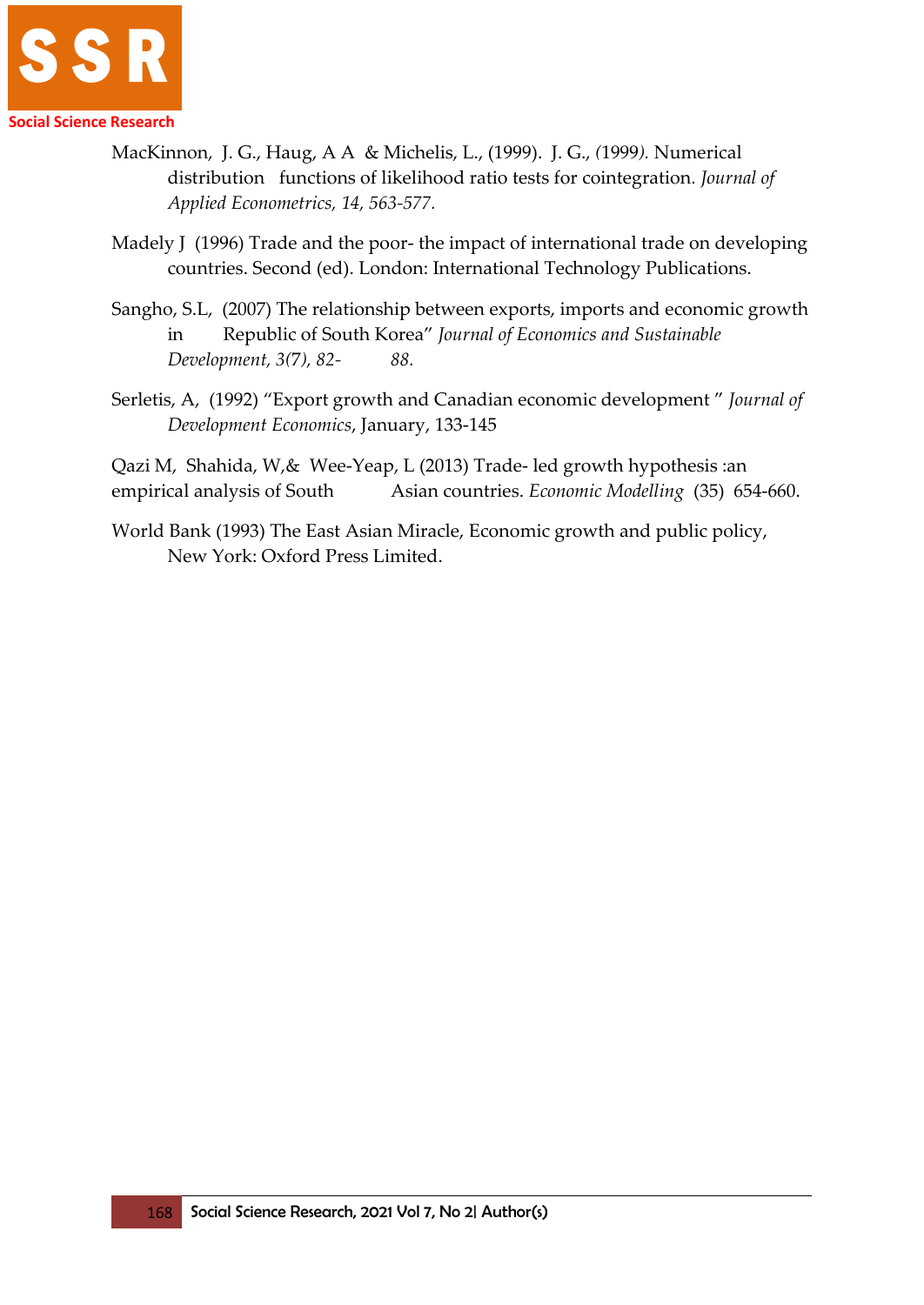MacKinnon, J. G., Haug, A A & Michelis, L., (1999). J. G., *(1999).* Numerical distribution functions of likelihood ratio tests for cointegration. *Journal of Applied Econometrics, 14, 563-577.*

Madely J (1996) Trade and the poor- the impact of international trade on developing countries. Second (ed). London: International Technology Publications.

Sangho, S.L, (2007) The relationship between exports, imports and economic growth in Republic of South Korea" *Journal of Economics and Sustainable Development, 3(7), 82- 88.*

Serletis, A, (1992) "Export growth and Canadian economic development " *Journal of Development Economics*, January, 133-145

Qazi M, Shahida, W,& Wee-Yeap, L (2013) Trade- led growth hypothesis :an empirical analysis of South Asian countries. *Economic Modelling* (35) 654-660.

World Bank (1993) The East Asian Miracle, Economic growth and public policy, New York: Oxford Press Limited.